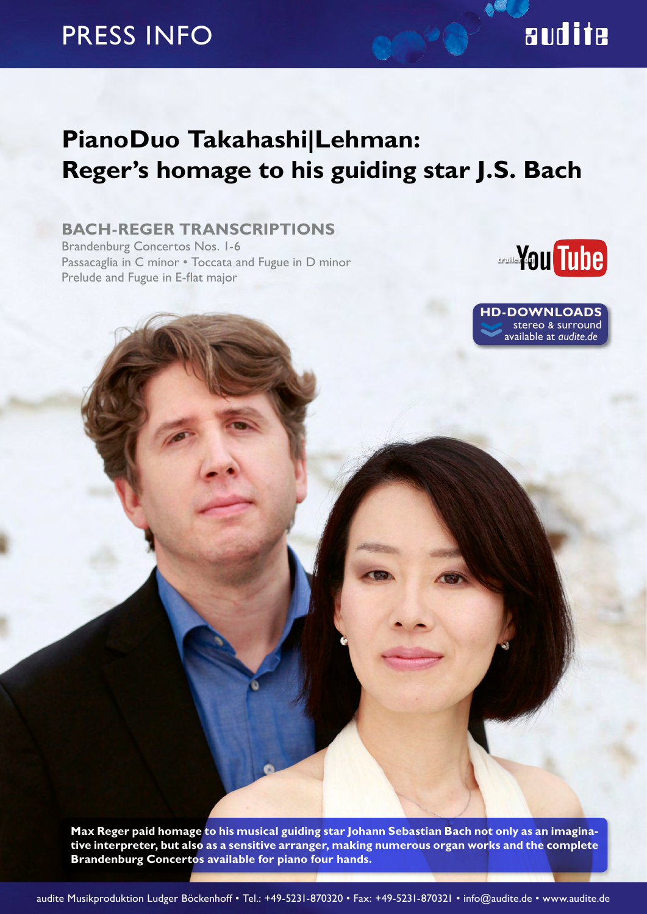PRESS INFO

audite

# PianoDuo Takahashi|Lehman: Reger's homage to his guiding star J.S. Bach

## BACH-REGER TRANSCRIPTIONS

Brandenburg Concertos Nos. 1-6
Passacaglia in C minor • Toccata and Fugue in D minor
Prelude and Fugue in E-flat major

trailer on YouTube

**HD-DOWNLOADS**
stereo & surround
available at *audite.de*

**Max Reger paid homage to his musical guiding star Johann Sebastian Bach not only as an imaginative interpreter, but also as a sensitive arranger, making numerous organ works and the complete Brandenburg Concertos available for piano four hands.**

audite Musikproduktion Ludger Böckenhoff • Tel.: +49-5231-870320 • Fax: +49-5231-870321 • info@audite.de • www.audite.de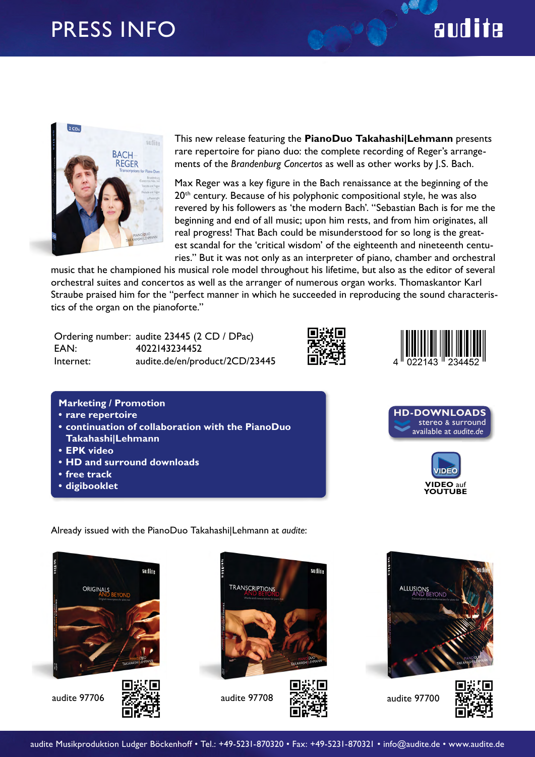# PRESS INFO

This new release featuring the **PianoDuo Takahashi|Lehmann** presents rare repertoire for piano duo: the complete recording of Reger's arrangements of the *Brandenburg Concertos* as well as other works by J.S. Bach.

Max Reger was a key figure in the Bach renaissance at the beginning of the 20th century. Because of his polyphonic compositional style, he was also revered by his followers as 'the modern Bach'. "Sebastian Bach is for me the beginning and end of all music; upon him rests, and from him originates, all real progress! That Bach could be misunderstood for so long is the greatest scandal for the 'critical wisdom' of the eighteenth and nineteenth centuries." But it was not only as an interpreter of piano, chamber and orchestral music that he championed his musical role model throughout his lifetime, but also as the editor of several orchestral suites and concertos as well as the arranger of numerous organ works. Thomaskantor Karl Straube praised him for the "perfect manner in which he succeeded in reproducing the sound characteristics of the organ on the pianoforte."

| | |
|---|---|
| Ordering number: | audite 23445 (2 CD / DPac) |
| EAN: | 4022143234452 |
| Internet: | audite.de/en/product/2CD/23445 |

4 022143 234452

**Marketing / Promotion**
- **rare repertoire**
- **continuation of collaboration with the PianoDuo Takahashi|Lehmann**
- **EPK video**
- **HD and surround downloads**
- **free track**
- **digibooklet**

**HD-DOWNLOADS** stereo & surround available at *audite.de*

**VIDEO** auf **YOUTUBE**

Already issued with the PianoDuo Takahashi|Lehmann at *audite*:

audite 97706

audite 97708

audite 97700

audite Musikproduktion Ludger Böckenhoff • Tel.: +49-5231-870320 • Fax: +49-5231-870321 • info@audite.de • www.audite.de